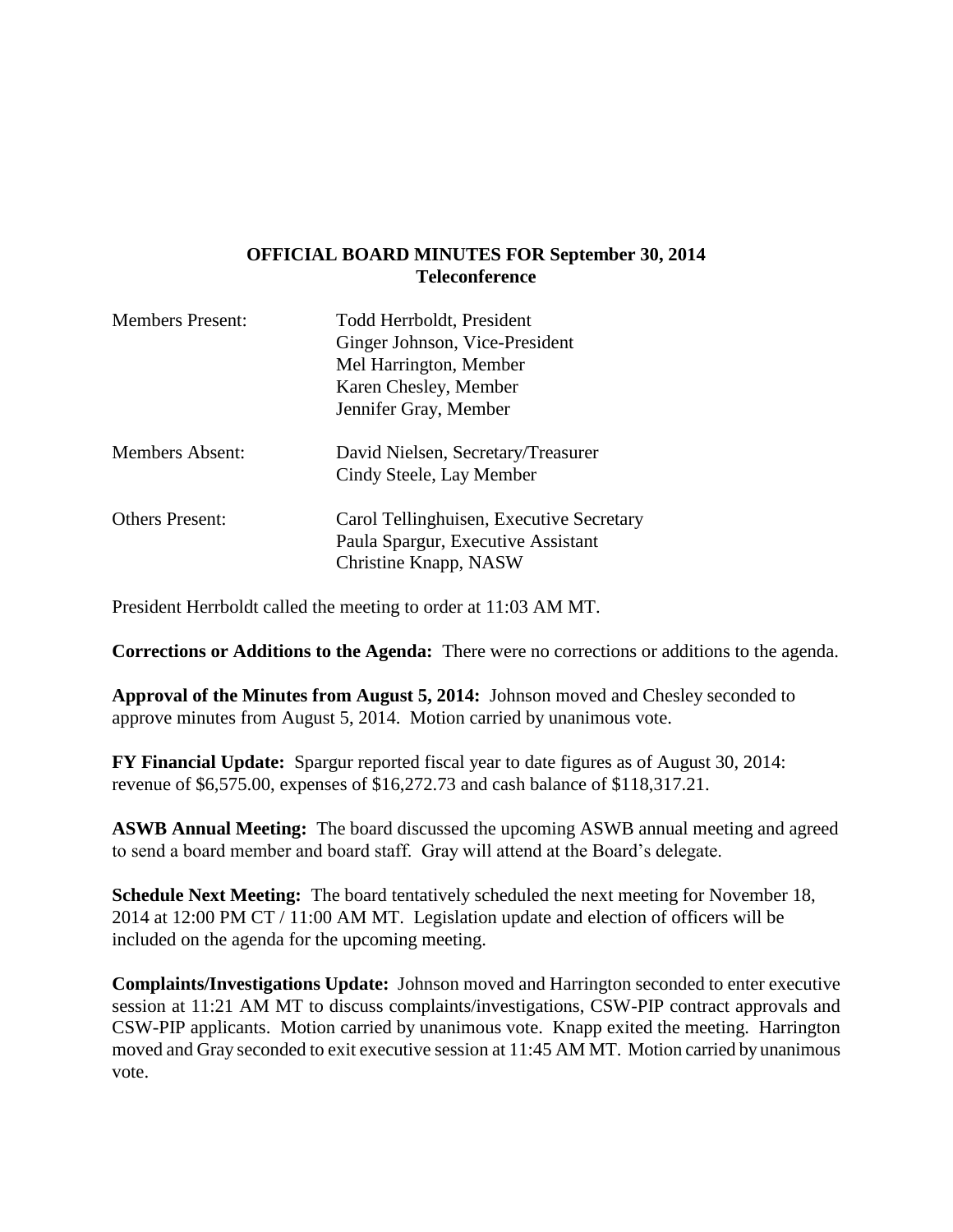**OFFICIAL BOARD MINUTES FOR September 30, 2014**
**Teleconference**

| | |
|---|---|
| Members Present: | Todd Herrboldt, President<br>Ginger Johnson, Vice-President<br>Mel Harrington, Member<br>Karen Chesley, Member<br>Jennifer Gray, Member |
| Members Absent: | David Nielsen, Secretary/Treasurer<br>Cindy Steele, Lay Member |
| Others Present: | Carol Tellinghuisen, Executive Secretary<br>Paula Spargur, Executive Assistant<br>Christine Knapp, NASW |

President Herrboldt called the meeting to order at 11:03 AM MT.

**Corrections or Additions to the Agenda:** There were no corrections or additions to the agenda.

**Approval of the Minutes from August 5, 2014:** Johnson moved and Chesley seconded to approve minutes from August 5, 2014. Motion carried by unanimous vote.

**FY Financial Update:** Spargur reported fiscal year to date figures as of August 30, 2014: revenue of $6,575.00, expenses of $16,272.73 and cash balance of $118,317.21.

**ASWB Annual Meeting:** The board discussed the upcoming ASWB annual meeting and agreed to send a board member and board staff. Gray will attend at the Board's delegate.

**Schedule Next Meeting:** The board tentatively scheduled the next meeting for November 18, 2014 at 12:00 PM CT / 11:00 AM MT. Legislation update and election of officers will be included on the agenda for the upcoming meeting.

**Complaints/Investigations Update:** Johnson moved and Harrington seconded to enter executive session at 11:21 AM MT to discuss complaints/investigations, CSW-PIP contract approvals and CSW-PIP applicants. Motion carried by unanimous vote. Knapp exited the meeting. Harrington moved and Gray seconded to exit executive session at 11:45 AM MT. Motion carried by unanimous vote.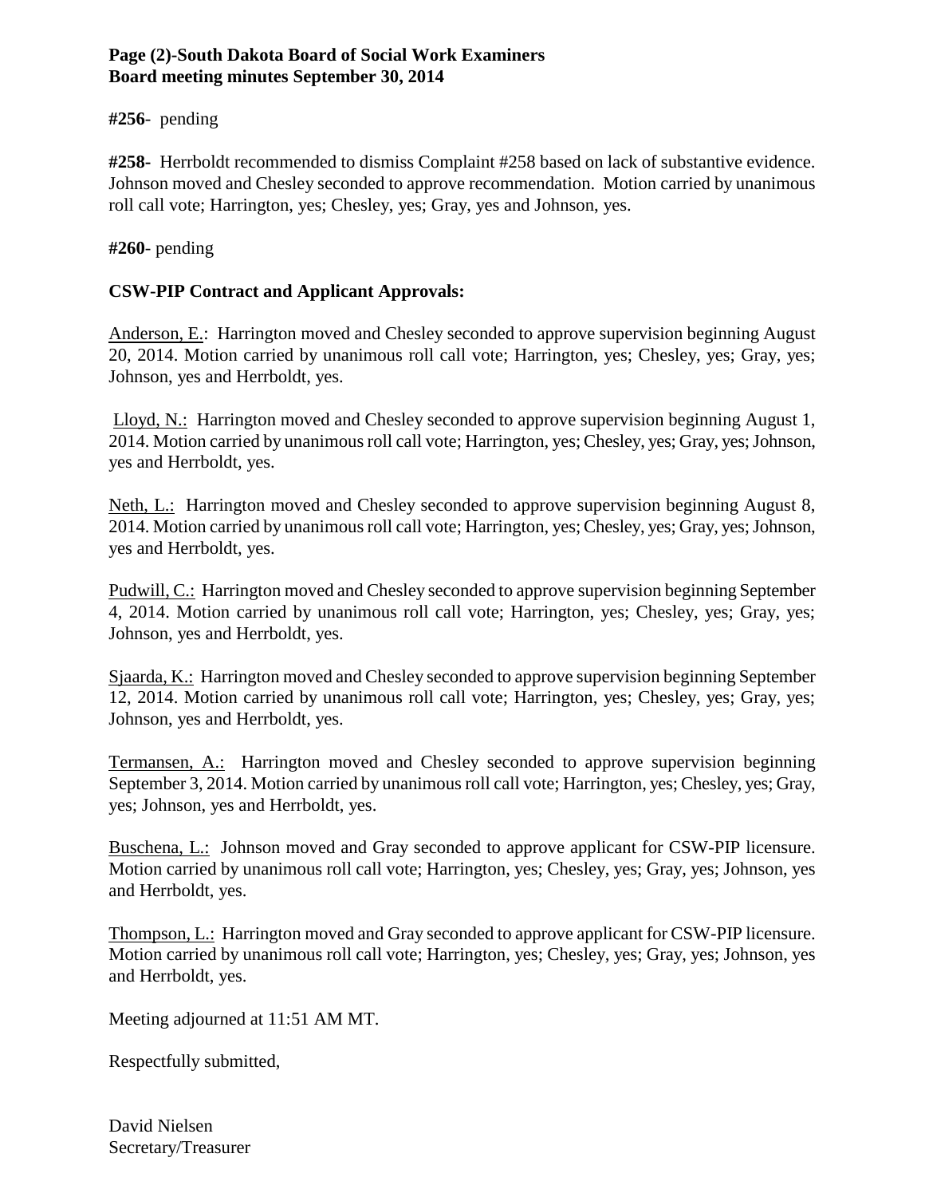**#256**- pending

**#258**- Herrboldt recommended to dismiss Complaint #258 based on lack of substantive evidence. Johnson moved and Chesley seconded to approve recommendation. Motion carried by unanimous roll call vote; Harrington, yes; Chesley, yes; Gray, yes and Johnson, yes.

**#260**- pending

**CSW-PIP Contract and Applicant Approvals:**

Anderson, E.: Harrington moved and Chesley seconded to approve supervision beginning August 20, 2014. Motion carried by unanimous roll call vote; Harrington, yes; Chesley, yes; Gray, yes; Johnson, yes and Herrboldt, yes.

Lloyd, N.: Harrington moved and Chesley seconded to approve supervision beginning August 1, 2014. Motion carried by unanimous roll call vote; Harrington, yes; Chesley, yes; Gray, yes; Johnson, yes and Herrboldt, yes.

Neth, L.: Harrington moved and Chesley seconded to approve supervision beginning August 8, 2014. Motion carried by unanimous roll call vote; Harrington, yes; Chesley, yes; Gray, yes; Johnson, yes and Herrboldt, yes.

Pudwill, C.: Harrington moved and Chesley seconded to approve supervision beginning September 4, 2014. Motion carried by unanimous roll call vote; Harrington, yes; Chesley, yes; Gray, yes; Johnson, yes and Herrboldt, yes.

Sjaarda, K.: Harrington moved and Chesley seconded to approve supervision beginning September 12, 2014. Motion carried by unanimous roll call vote; Harrington, yes; Chesley, yes; Gray, yes; Johnson, yes and Herrboldt, yes.

Termansen, A.: Harrington moved and Chesley seconded to approve supervision beginning September 3, 2014. Motion carried by unanimous roll call vote; Harrington, yes; Chesley, yes; Gray, yes; Johnson, yes and Herrboldt, yes.

Buschena, L.: Johnson moved and Gray seconded to approve applicant for CSW-PIP licensure. Motion carried by unanimous roll call vote; Harrington, yes; Chesley, yes; Gray, yes; Johnson, yes and Herrboldt, yes.

Thompson, L.: Harrington moved and Gray seconded to approve applicant for CSW-PIP licensure. Motion carried by unanimous roll call vote; Harrington, yes; Chesley, yes; Gray, yes; Johnson, yes and Herrboldt, yes.

Meeting adjourned at 11:51 AM MT.

Respectfully submitted,

David Nielsen
Secretary/Treasurer